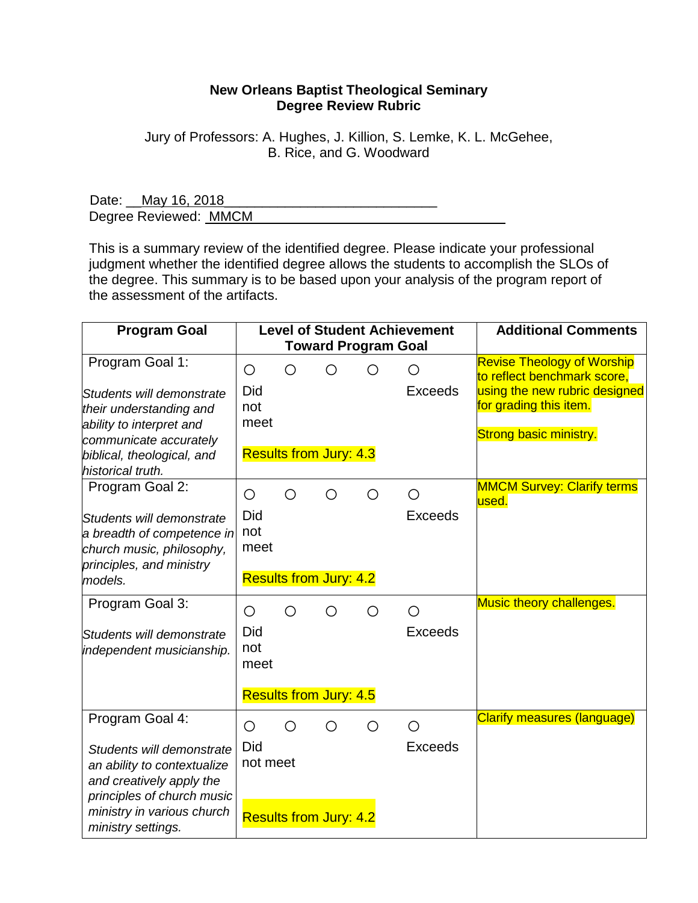**New Orleans Baptist Theological Seminary**
**Degree Review Rubric**

Jury of Professors: A. Hughes, J. Killion, S. Lemke, K. L. McGehee, B. Rice, and G. Woodward

Date: May 16, 2018
Degree Reviewed: MMCM

This is a summary review of the identified degree. Please indicate your professional judgment whether the identified degree allows the students to accomplish the SLOs of the degree. This summary is to be based upon your analysis of the program report of the assessment of the artifacts.

| Program Goal | Level of Student Achievement Toward Program Goal | Additional Comments |
|---|---|---|
| Program Goal 1:<br><br>*Students will demonstrate their understanding and ability to interpret and communicate accurately biblical, theological, and historical truth.* | ○ ○ ○ ○ ○<br>Did not meet … Exceeds<br><br>Results from Jury: 4.3 | Revise Theology of Worship to reflect benchmark score, using the new rubric designed for grading this item.<br><br>Strong basic ministry. |
| Program Goal 2:<br><br>*Students will demonstrate a breadth of competence in church music, philosophy, principles, and ministry models.* | ○ ○ ○ ○ ○<br>Did not meet … Exceeds<br><br>Results from Jury: 4.2 | MMCM Survey: Clarify terms used. |
| Program Goal 3:<br><br>*Students will demonstrate independent musicianship.* | ○ ○ ○ ○ ○<br>Did not meet … Exceeds<br><br>Results from Jury: 4.5 | Music theory challenges. |
| Program Goal 4:<br><br>*Students will demonstrate an ability to contextualize and creatively apply the principles of church music ministry in various church ministry settings.* | ○ ○ ○ ○ ○<br>Did not meet … Exceeds<br><br>Results from Jury: 4.2 | Clarify measures (language) |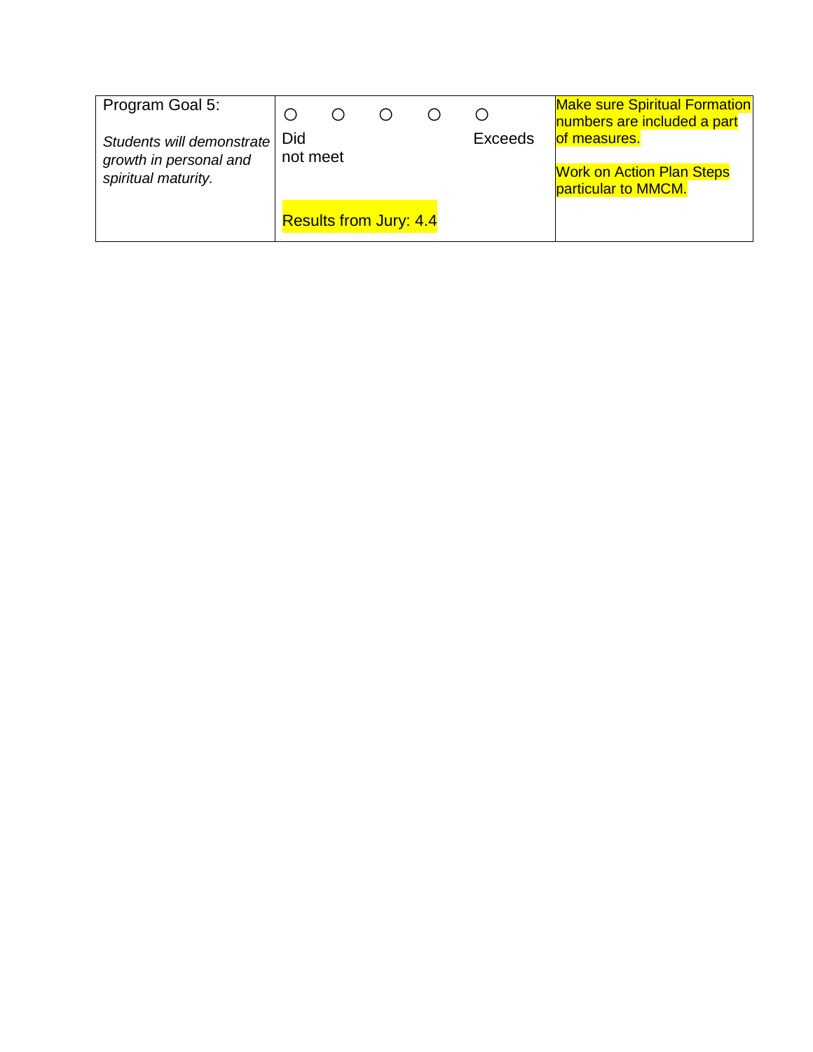| | | |
|---|---|---|
| Program Goal 5:<br><br>*Students will demonstrate growth in personal and spiritual maturity.* | ○ ○ ○ ○ ○<br>Did not meet Exceeds<br><br>Results from Jury: 4.4 | Make sure Spiritual Formation numbers are included a part of measures.<br><br>Work on Action Plan Steps particular to MMCM. |